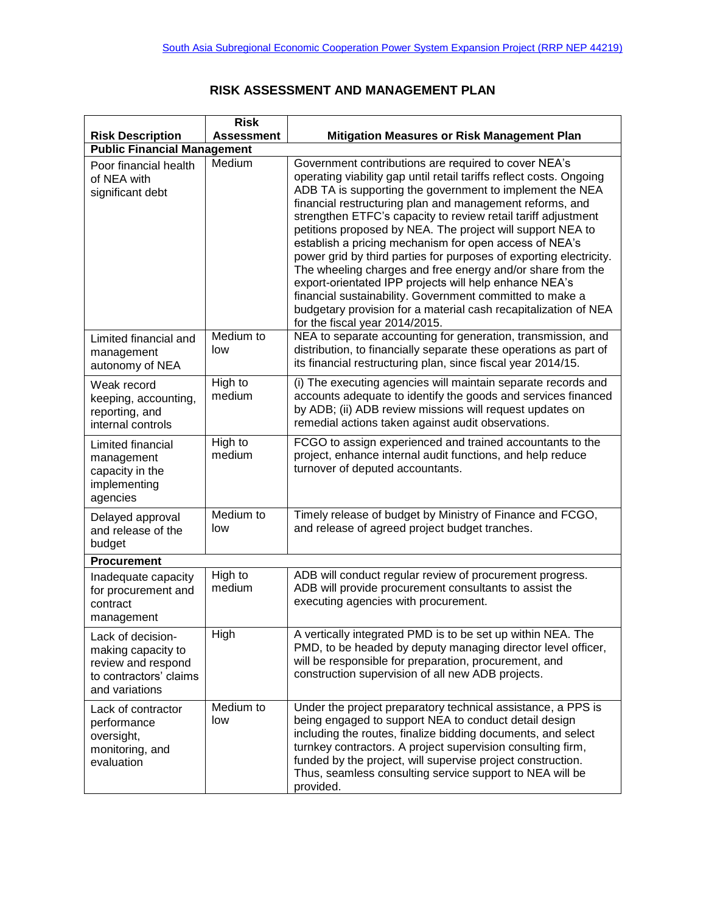South Asia Subregional Economic Cooperation Power System Expansion Project (RRP NEP 44219)

## RISK ASSESSMENT AND MANAGEMENT PLAN

| Risk Description | Risk Assessment | Mitigation Measures or Risk Management Plan |
|---|---|---|
| **Public Financial Management** | | |
| Poor financial health of NEA with significant debt | Medium | Government contributions are required to cover NEA's operating viability gap until retail tariffs reflect costs. Ongoing ADB TA is supporting the government to implement the NEA financial restructuring plan and management reforms, and strengthen ETFC's capacity to review retail tariff adjustment petitions proposed by NEA. The project will support NEA to establish a pricing mechanism for open access of NEA's power grid by third parties for purposes of exporting electricity. The wheeling charges and free energy and/or share from the export-orientated IPP projects will help enhance NEA's financial sustainability. Government committed to make a budgetary provision for a material cash recapitalization of NEA for the fiscal year 2014/2015. |
| Limited financial and management autonomy of NEA | Medium to low | NEA to separate accounting for generation, transmission, and distribution, to financially separate these operations as part of its financial restructuring plan, since fiscal year 2014/15. |
| Weak record keeping, accounting, reporting, and internal controls | High to medium | (i) The executing agencies will maintain separate records and accounts adequate to identify the goods and services financed by ADB; (ii) ADB review missions will request updates on remedial actions taken against audit observations. |
| Limited financial management capacity in the implementing agencies | High to medium | FCGO to assign experienced and trained accountants to the project, enhance internal audit functions, and help reduce turnover of deputed accountants. |
| Delayed approval and release of the budget | Medium to low | Timely release of budget by Ministry of Finance and FCGO, and release of agreed project budget tranches. |
| **Procurement** | | |
| Inadequate capacity for procurement and contract management | High to medium | ADB will conduct regular review of procurement progress. ADB will provide procurement consultants to assist the executing agencies with procurement. |
| Lack of decision-making capacity to review and respond to contractors' claims and variations | High | A vertically integrated PMD is to be set up within NEA. The PMD, to be headed by deputy managing director level officer, will be responsible for preparation, procurement, and construction supervision of all new ADB projects. |
| Lack of contractor performance oversight, monitoring, and evaluation | Medium to low | Under the project preparatory technical assistance, a PPS is being engaged to support NEA to conduct detail design including the routes, finalize bidding documents, and select turnkey contractors. A project supervision consulting firm, funded by the project, will supervise project construction. Thus, seamless consulting service support to NEA will be provided. |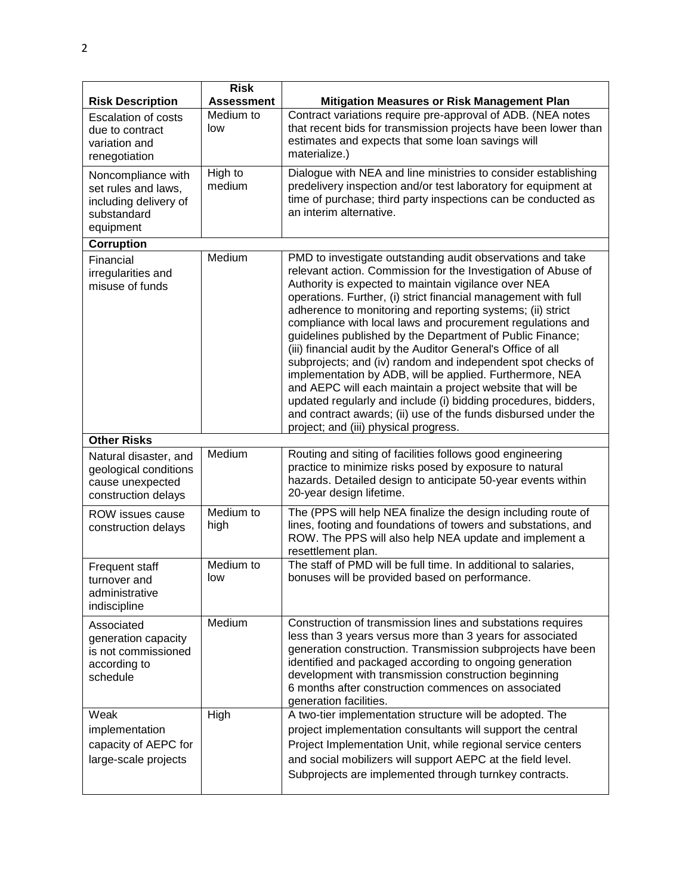| Risk Description | Risk Assessment | Mitigation Measures or Risk Management Plan |
|---|---|---|
| Escalation of costs due to contract variation and renegotiation | Medium to low | Contract variations require pre-approval of ADB. (NEA notes that recent bids for transmission projects have been lower than estimates and expects that some loan savings will materialize.) |
| Noncompliance with set rules and laws, including delivery of substandard equipment | High to medium | Dialogue with NEA and line ministries to consider establishing predelivery inspection and/or test laboratory for equipment at time of purchase; third party inspections can be conducted as an interim alternative. |
| **Corruption** | | |
| Financial irregularities and misuse of funds | Medium | PMD to investigate outstanding audit observations and take relevant action. Commission for the Investigation of Abuse of Authority is expected to maintain vigilance over NEA operations. Further, (i) strict financial management with full adherence to monitoring and reporting systems; (ii) strict compliance with local laws and procurement regulations and guidelines published by the Department of Public Finance; (iii) financial audit by the Auditor General's Office of all subprojects; and (iv) random and independent spot checks of implementation by ADB, will be applied. Furthermore, NEA and AEPC will each maintain a project website that will be updated regularly and include (i) bidding procedures, bidders, and contract awards; (ii) use of the funds disbursed under the project; and (iii) physical progress. |
| **Other Risks** | | |
| Natural disaster, and geological conditions cause unexpected construction delays | Medium | Routing and siting of facilities follows good engineering practice to minimize risks posed by exposure to natural hazards. Detailed design to anticipate 50-year events within 20-year design lifetime. |
| ROW issues cause construction delays | Medium to high | The (PPS will help NEA finalize the design including route of lines, footing and foundations of towers and substations, and ROW. The PPS will also help NEA update and implement a resettlement plan. |
| Frequent staff turnover and administrative indiscipline | Medium to low | The staff of PMD will be full time. In additional to salaries, bonuses will be provided based on performance. |
| Associated generation capacity is not commissioned according to schedule | Medium | Construction of transmission lines and substations requires less than 3 years versus more than 3 years for associated generation construction. Transmission subprojects have been identified and packaged according to ongoing generation development with transmission construction beginning 6 months after construction commences on associated generation facilities. |
| Weak implementation capacity of AEPC for large-scale projects | High | A two-tier implementation structure will be adopted. The project implementation consultants will support the central Project Implementation Unit, while regional service centers and social mobilizers will support AEPC at the field level. Subprojects are implemented through turnkey contracts. |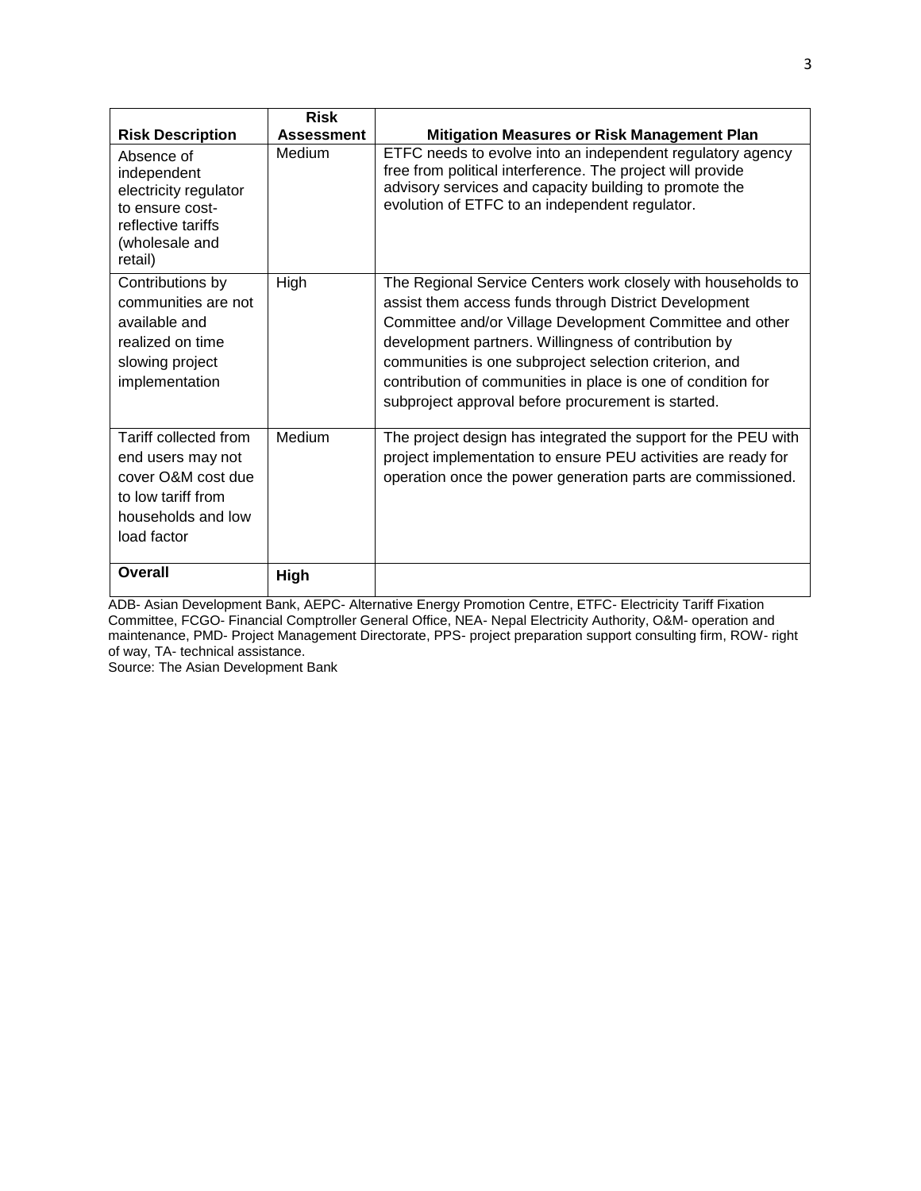| Risk Description | Risk Assessment | Mitigation Measures or Risk Management Plan |
|---|---|---|
| Absence of independent electricity regulator to ensure cost-reflective tariffs (wholesale and retail) | Medium | ETFC needs to evolve into an independent regulatory agency free from political interference. The project will provide advisory services and capacity building to promote the evolution of ETFC to an independent regulator. |
| Contributions by communities are not available and realized on time slowing project implementation | High | The Regional Service Centers work closely with households to assist them access funds through District Development Committee and/or Village Development Committee and other development partners. Willingness of contribution by communities is one subproject selection criterion, and contribution of communities in place is one of condition for subproject approval before procurement is started. |
| Tariff collected from end users may not cover O&M cost due to low tariff from households and low load factor | Medium | The project design has integrated the support for the PEU with project implementation to ensure PEU activities are ready for operation once the power generation parts are commissioned. |
| **Overall** | **High** | |

ADB- Asian Development Bank, AEPC- Alternative Energy Promotion Centre, ETFC- Electricity Tariff Fixation Committee, FCGO- Financial Comptroller General Office, NEA- Nepal Electricity Authority, O&M- operation and maintenance, PMD- Project Management Directorate, PPS- project preparation support consulting firm, ROW- right of way, TA- technical assistance.

Source: The Asian Development Bank